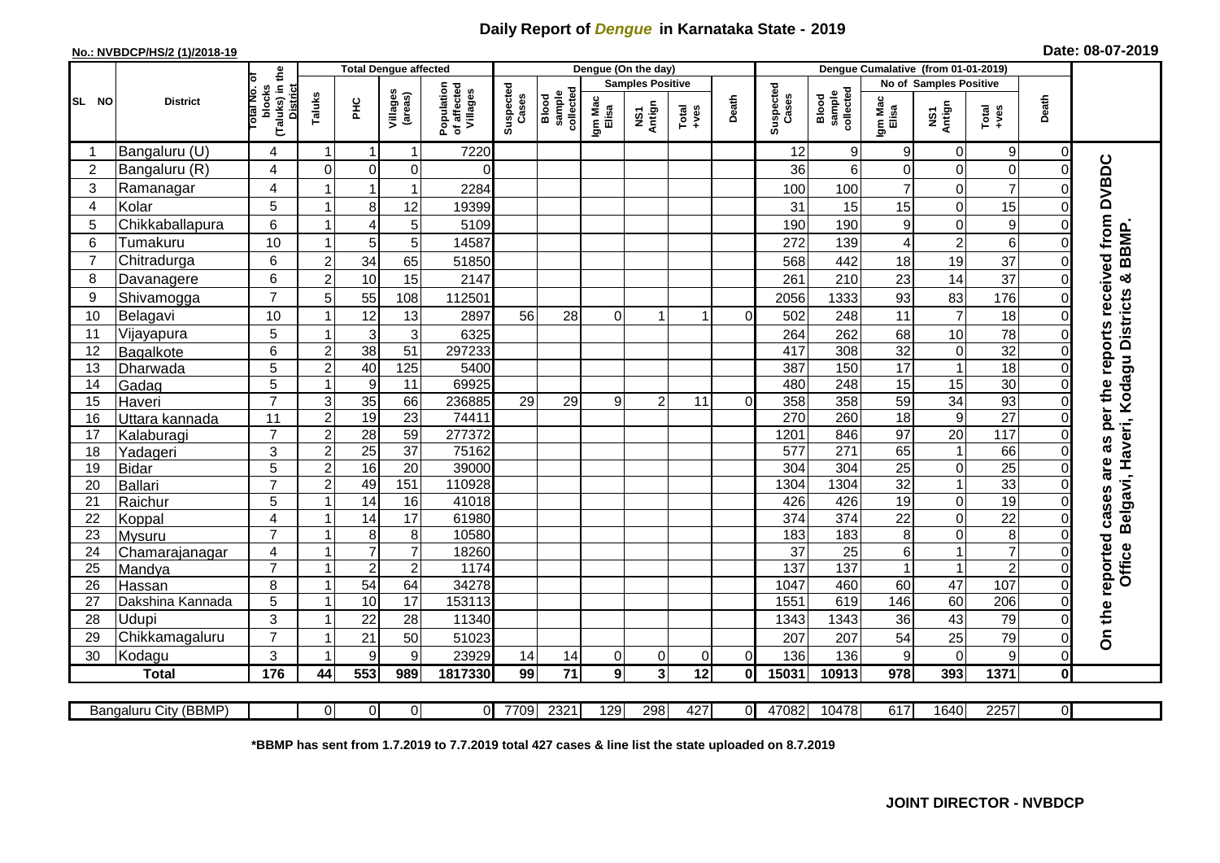# Daily Report of *Dengue* in Karnataka State - 2019

**No.: NVBDCP/HS/2 (1)/2018-19**

**Date: 08-07-2019**

| SL NO | District | Total No. of blocks (Taluks) in the District | Total Dengue affected | | | | Dengue (On the day) | | | | | | | Dengue Cumalative (from 01-01-2019) | | | | | | | |
|---|---|---|---|---|---|---|---|---|---|---|---|---|---|---|---|---|---|---|---|---|
| | | | Taluks | PHC | Villages (areas) | Population of affected Villages | Suspected Cases | Blood sample collected | Samples Positive | | | Death | Suspected Cases | Blood sample collected | No of Samples Positive | | | Death | |
| | | | | | | | | | Igm Mac Elisa | NS1 Antign | Total +ves | | | | Igm Mac Elisa | NS1 Antign | Total +ves | | |
| 1 | Bangaluru (U) | 4 | 1 | 1 | 1 | 7220 | | | | | | | 12 | 9 | 9 | 0 | 9 | 0 | On the reported cases are as per the reports received from DVBDC Office Belgavi, Haveri, Kodagu Districts & BBMP. |
| 2 | Bangaluru (R) | 4 | 0 | 0 | 0 | 0 | | | | | | | 36 | 6 | 0 | 0 | 0 | 0 | |
| 3 | Ramanagar | 4 | 1 | 1 | 1 | 2284 | | | | | | | 100 | 100 | 7 | 0 | 7 | 0 | |
| 4 | Kolar | 5 | 1 | 8 | 12 | 19399 | | | | | | | 31 | 15 | 15 | 0 | 15 | 0 | |
| 5 | Chikkaballapura | 6 | 1 | 4 | 5 | 5109 | | | | | | | 190 | 190 | 9 | 0 | 9 | 0 | |
| 6 | Tumakuru | 10 | 1 | 5 | 5 | 14587 | | | | | | | 272 | 139 | 4 | 2 | 6 | 0 | |
| 7 | Chitradurga | 6 | 2 | 34 | 65 | 51850 | | | | | | | 568 | 442 | 18 | 19 | 37 | 0 | |
| 8 | Davanagere | 6 | 2 | 10 | 15 | 2147 | | | | | | | 261 | 210 | 23 | 14 | 37 | 0 | |
| 9 | Shivamogga | 7 | 5 | 55 | 108 | 112501 | | | | | | | 2056 | 1333 | 93 | 83 | 176 | 0 | |
| 10 | Belagavi | 10 | 1 | 12 | 13 | 2897 | 56 | 28 | 0 | 1 | 1 | 0 | 502 | 248 | 11 | 7 | 18 | 0 | |
| 11 | Vijayapura | 5 | 1 | 3 | 3 | 6325 | | | | | | | 264 | 262 | 68 | 10 | 78 | 0 | |
| 12 | Bagalkote | 6 | 2 | 38 | 51 | 297233 | | | | | | | 417 | 308 | 32 | 0 | 32 | 0 | |
| 13 | Dharwada | 5 | 2 | 40 | 125 | 5400 | | | | | | | 387 | 150 | 17 | 1 | 18 | 0 | |
| 14 | Gadag | 5 | 1 | 9 | 11 | 69925 | | | | | | | 480 | 248 | 15 | 15 | 30 | 0 | |
| 15 | Haveri | 7 | 3 | 35 | 66 | 236885 | 29 | 29 | 9 | 2 | 11 | 0 | 358 | 358 | 59 | 34 | 93 | 0 | |
| 16 | Uttara kannada | 11 | 2 | 19 | 23 | 74411 | | | | | | | 270 | 260 | 18 | 9 | 27 | 0 | |
| 17 | Kalaburagi | 7 | 2 | 28 | 59 | 277372 | | | | | | | 1201 | 846 | 97 | 20 | 117 | 0 | |
| 18 | Yadageri | 3 | 2 | 25 | 37 | 75162 | | | | | | | 577 | 271 | 65 | 1 | 66 | 0 | |
| 19 | Bidar | 5 | 2 | 16 | 20 | 39000 | | | | | | | 304 | 304 | 25 | 0 | 25 | 0 | |
| 20 | Ballari | 7 | 2 | 49 | 151 | 110928 | | | | | | | 1304 | 1304 | 32 | 1 | 33 | 0 | |
| 21 | Raichur | 5 | 1 | 14 | 16 | 41018 | | | | | | | 426 | 426 | 19 | 0 | 19 | 0 | |
| 22 | Koppal | 4 | 1 | 14 | 17 | 61980 | | | | | | | 374 | 374 | 22 | 0 | 22 | 0 | |
| 23 | Mysuru | 7 | 1 | 8 | 8 | 10580 | | | | | | | 183 | 183 | 8 | 0 | 8 | 0 | |
| 24 | Chamarajanagar | 4 | 1 | 7 | 7 | 18260 | | | | | | | 37 | 25 | 6 | 1 | 7 | 0 | |
| 25 | Mandya | 7 | 1 | 2 | 2 | 1174 | | | | | | | 137 | 137 | 1 | 1 | 2 | 0 | |
| 26 | Hassan | 8 | 1 | 54 | 64 | 34278 | | | | | | | 1047 | 460 | 60 | 47 | 107 | 0 | |
| 27 | Dakshina Kannada | 5 | 1 | 10 | 17 | 153113 | | | | | | | 1551 | 619 | 146 | 60 | 206 | 0 | |
| 28 | Udupi | 3 | 1 | 22 | 28 | 11340 | | | | | | | 1343 | 1343 | 36 | 43 | 79 | 0 | |
| 29 | Chikkamagaluru | 7 | 1 | 21 | 50 | 51023 | | | | | | | 207 | 207 | 54 | 25 | 79 | 0 | |
| 30 | Kodagu | 3 | 1 | 9 | 9 | 23929 | 14 | 14 | 0 | 0 | 0 | 0 | 136 | 136 | 9 | 0 | 9 | 0 | |
| | **Total** | **176** | **44** | **553** | **989** | **1817330** | **99** | **71** | **9** | **3** | **12** | **0** | **15031** | **10913** | **978** | **393** | **1371** | **0** | |

| Bangaluru City (BBMP) | | 0 | 0 | 0 | 0 | 7709 | 2321 | 129 | 298 | 427 | 0 | 47082 | 10478 | 617 | 1640 | 2257 | 0 |
|---|---|---|---|---|---|---|---|---|---|---|---|---|---|---|---|---|---|

**\*BBMP has sent from 1.7.2019 to 7.7.2019 total 427 cases & line list the state uploaded on 8.7.2019**

**JOINT DIRECTOR - NVBDCP**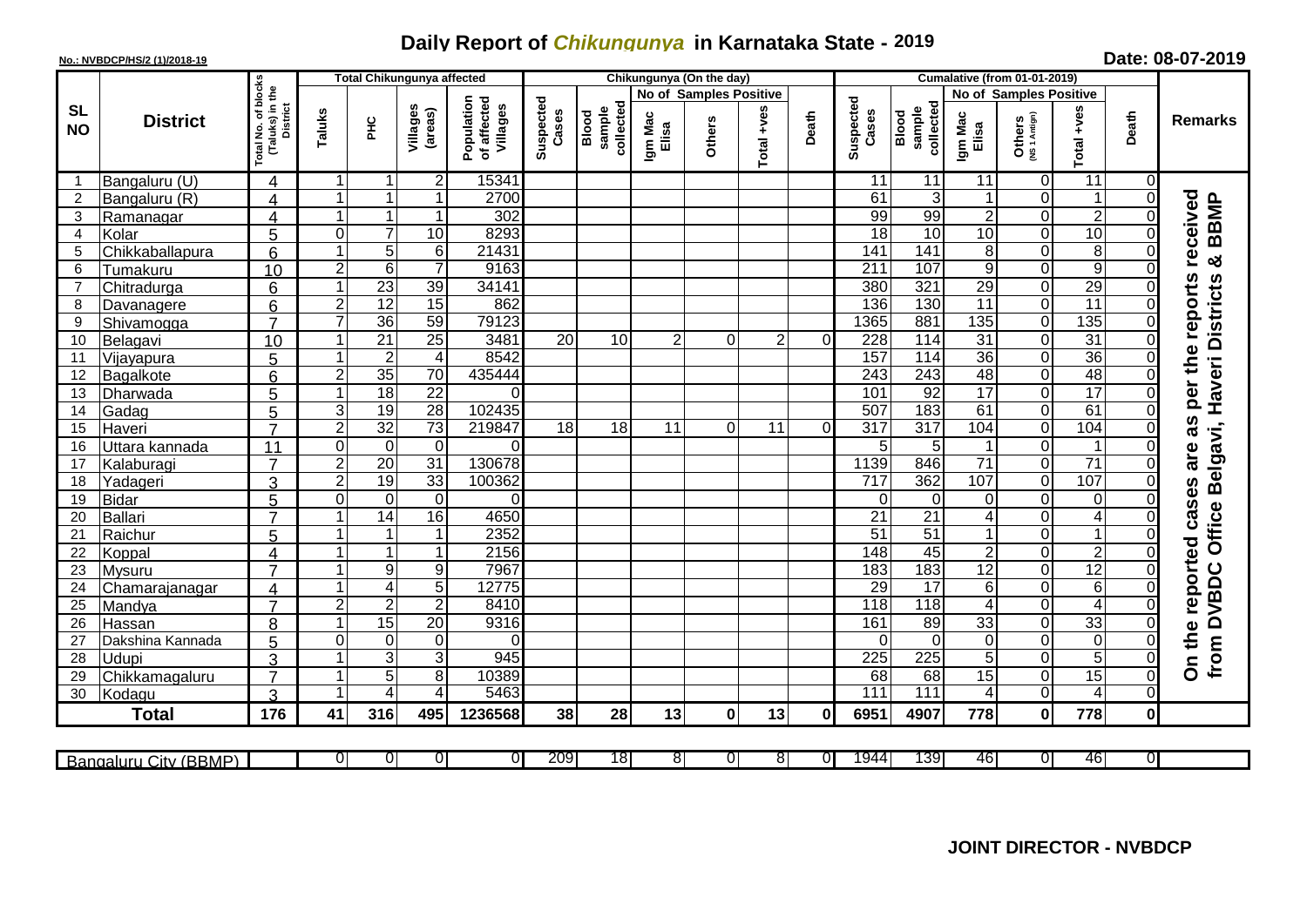# Daily Report of *Chikungunya* in Karnataka State - 2019

**No.: NVBDCP/HS/2 (1)/2018-19** **Date: 08-07-2019**

| SL NO | District | Total No. of blocks (Taluks) in the District | Total Chikungunya affected | | | | Chikungunya (On the day) | | | | | | | Cumalative (from 01-01-2019) | | | | | | | Remarks |
|---|---|---|---|---|---|---|---|---|---|---|---|---|---|---|---|---|---|---|---|---|---|
| | | | Taluks | PHC | Villages (areas) | Population of affected Villages | Suspected Cases | Blood sample collected | No of Samples Positive | | | Death | Suspected Cases | Blood sample collected | No of Samples Positive | | | Death | |
| | | | | | | | | | Igm Mac Elisa | Others | Total +ves | | | | Igm Mac Elisa | Others (NS 1 Antign) | Total +ves | | |
| 1 | Bangaluru (U) | 4 | 1 | 1 | 2 | 15341 | | | | | | | 11 | 11 | 11 | 0 | 11 | 0 | On the reported cases are as per the reports received from DVBDC Office Belgavi, Haveri Districts & BBMP |
| 2 | Bangaluru (R) | 4 | 1 | 1 | 1 | 2700 | | | | | | | 61 | 3 | 1 | 0 | 1 | 0 | |
| 3 | Ramanagar | 4 | 1 | 1 | 1 | 302 | | | | | | | 99 | 99 | 2 | 0 | 2 | 0 | |
| 4 | Kolar | 5 | 0 | 7 | 10 | 8293 | | | | | | | 18 | 10 | 10 | 0 | 10 | 0 | |
| 5 | Chikkaballapura | 6 | 1 | 5 | 6 | 21431 | | | | | | | 141 | 141 | 8 | 0 | 8 | 0 | |
| 6 | Tumakuru | 10 | 2 | 6 | 7 | 9163 | | | | | | | 211 | 107 | 9 | 0 | 9 | 0 | |
| 7 | Chitradurga | 6 | 1 | 23 | 39 | 34141 | | | | | | | 380 | 321 | 29 | 0 | 29 | 0 | |
| 8 | Davanagere | 6 | 2 | 12 | 15 | 862 | | | | | | | 136 | 130 | 11 | 0 | 11 | 0 | |
| 9 | Shivamogga | 7 | 7 | 36 | 59 | 79123 | | | | | | | 1365 | 881 | 135 | 0 | 135 | 0 | |
| 10 | Belagavi | 10 | 1 | 21 | 25 | 3481 | 20 | 10 | 2 | 0 | 2 | 0 | 228 | 114 | 31 | 0 | 31 | 0 | |
| 11 | Vijayapura | 5 | 1 | 2 | 4 | 8542 | | | | | | | 157 | 114 | 36 | 0 | 36 | 0 | |
| 12 | Bagalkote | 6 | 2 | 35 | 70 | 435444 | | | | | | | 243 | 243 | 48 | 0 | 48 | 0 | |
| 13 | Dharwada | 5 | 1 | 18 | 22 | 0 | | | | | | | 101 | 92 | 17 | 0 | 17 | 0 | |
| 14 | Gadag | 5 | 3 | 19 | 28 | 102435 | | | | | | | 507 | 183 | 61 | 0 | 61 | 0 | |
| 15 | Haveri | 7 | 2 | 32 | 73 | 219847 | 18 | 18 | 11 | 0 | 11 | 0 | 317 | 317 | 104 | 0 | 104 | 0 | |
| 16 | Uttara kannada | 11 | 0 | 0 | 0 | 0 | | | | | | | 5 | 5 | 1 | 0 | 1 | 0 | |
| 17 | Kalaburagi | 7 | 2 | 20 | 31 | 130678 | | | | | | | 1139 | 846 | 71 | 0 | 71 | 0 | |
| 18 | Yadageri | 3 | 2 | 19 | 33 | 100362 | | | | | | | 717 | 362 | 107 | 0 | 107 | 0 | |
| 19 | Bidar | 5 | 0 | 0 | 0 | 0 | | | | | | | 0 | 0 | 0 | 0 | 0 | 0 | |
| 20 | Ballari | 7 | 1 | 14 | 16 | 4650 | | | | | | | 21 | 21 | 4 | 0 | 4 | 0 | |
| 21 | Raichur | 5 | 1 | 1 | 1 | 2352 | | | | | | | 51 | 51 | 1 | 0 | 1 | 0 | |
| 22 | Koppal | 4 | 1 | 1 | 1 | 2156 | | | | | | | 148 | 45 | 2 | 0 | 2 | 0 | |
| 23 | Mysuru | 7 | 1 | 9 | 9 | 7967 | | | | | | | 183 | 183 | 12 | 0 | 12 | 0 | |
| 24 | Chamarajanagar | 4 | 1 | 4 | 5 | 12775 | | | | | | | 29 | 17 | 6 | 0 | 6 | 0 | |
| 25 | Mandya | 7 | 2 | 2 | 2 | 8410 | | | | | | | 118 | 118 | 4 | 0 | 4 | 0 | |
| 26 | Hassan | 8 | 1 | 15 | 20 | 9316 | | | | | | | 161 | 89 | 33 | 0 | 33 | 0 | |
| 27 | Dakshina Kannada | 5 | 0 | 0 | 0 | 0 | | | | | | | 0 | 0 | 0 | 0 | 0 | 0 | |
| 28 | Udupi | 3 | 1 | 3 | 3 | 945 | | | | | | | 225 | 225 | 5 | 0 | 5 | 0 | |
| 29 | Chikkamagaluru | 7 | 1 | 5 | 8 | 10389 | | | | | | | 68 | 68 | 15 | 0 | 15 | 0 | |
| 30 | Kodagu | 3 | 1 | 4 | 4 | 5463 | | | | | | | 111 | 111 | 4 | 0 | 4 | 0 | |
| **Total** | | **176** | **41** | **316** | **495** | **1236568** | **38** | **28** | **13** | **0** | **13** | **0** | **6951** | **4907** | **778** | **0** | **778** | **0** | |

| | | | | | | | | | | | | | | | | | | | |
|---|---|---|---|---|---|---|---|---|---|---|---|---|---|---|---|---|---|---|---|
| Bangaluru City (BBMP) | | 0 | 0 | 0 | 0 | 209 | 18 | 8 | 0 | 8 | 0 | 1944 | 139 | 46 | 0 | 46 | 0 | |

**JOINT DIRECTOR - NVBDCP**